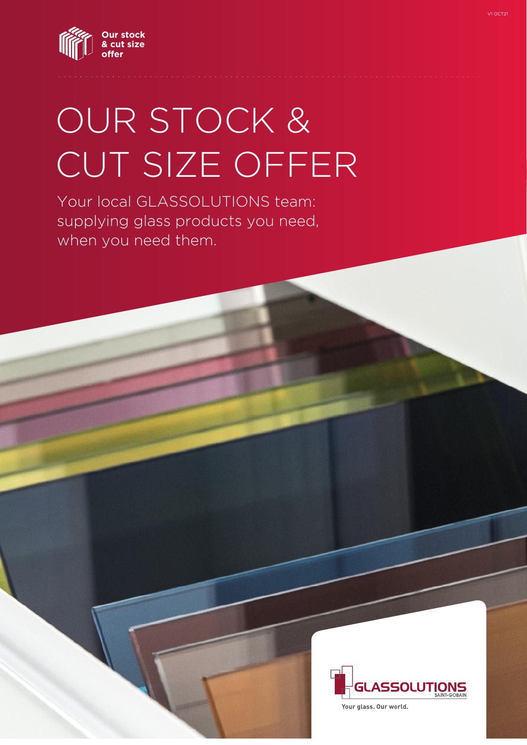V1 OCT21

Our stock & cut size offer

# OUR STOCK & CUT SIZE OFFER

Your local GLASSOLUTIONS team: supplying glass products you need, when you need them.

GLASSOLUTIONS SAINT-GOBAIN

Your glass. Our world.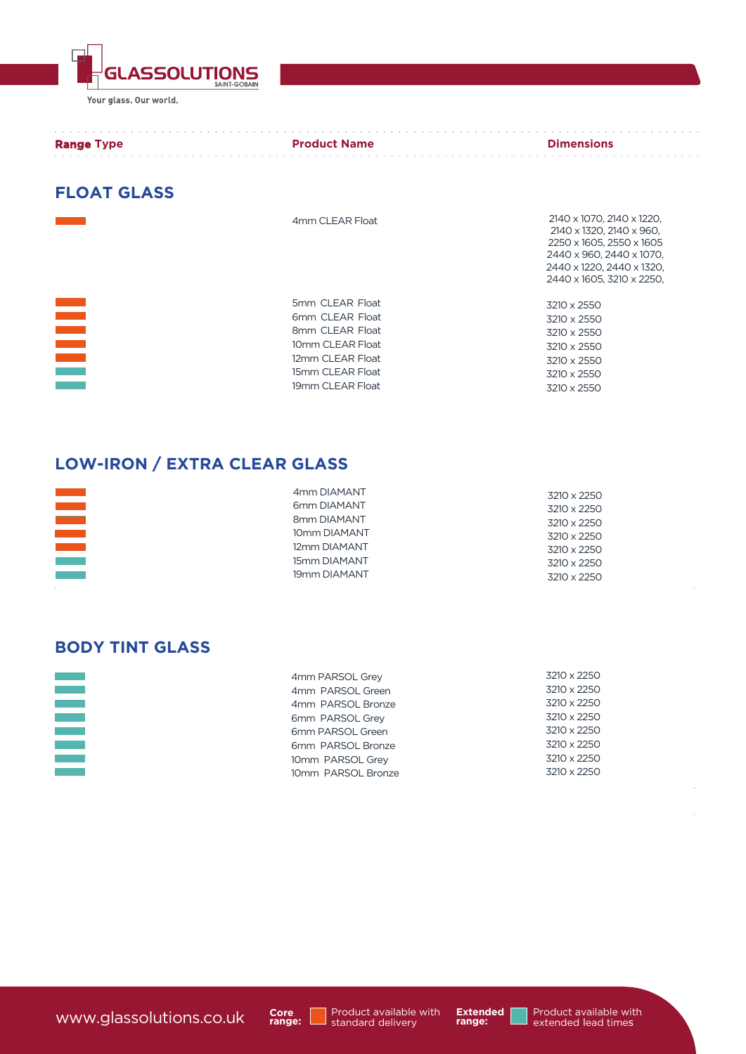| Range Type | Product Name | Dimensions |
|---|---|---|

## FLOAT GLASS

| Range Type | Product Name | Dimensions |
|---|---|---|
| Core | 4mm CLEAR Float | 2140 x 1070, 2140 x 1220, 2140 x 1320, 2140 x 960, 2250 x 1605, 2550 x 1605 2440 x 960, 2440 x 1070, 2440 x 1220, 2440 x 1320, 2440 x 1605, 3210 x 2250, |
| Core | 5mm CLEAR Float | 3210 x 2550 |
| Core | 6mm CLEAR Float | 3210 x 2550 |
| Core | 8mm CLEAR Float | 3210 x 2550 |
| Core | 10mm CLEAR Float | 3210 x 2550 |
| Core | 12mm CLEAR Float | 3210 x 2550 |
| Extended | 15mm CLEAR Float | 3210 x 2550 |
| Extended | 19mm CLEAR Float | 3210 x 2550 |

## LOW-IRON / EXTRA CLEAR GLASS

| Range Type | Product Name | Dimensions |
|---|---|---|
| Core | 4mm DIAMANT | 3210 x 2250 |
| Core | 6mm DIAMANT | 3210 x 2250 |
| Core | 8mm DIAMANT | 3210 x 2250 |
| Core | 10mm DIAMANT | 3210 x 2250 |
| Core | 12mm DIAMANT | 3210 x 2250 |
| Extended | 15mm DIAMANT | 3210 x 2250 |
| Extended | 19mm DIAMANT | 3210 x 2250 |

## BODY TINT GLASS

| Range Type | Product Name | Dimensions |
|---|---|---|
| Extended | 4mm PARSOL Grey | 3210 x 2250 |
| Extended | 4mm PARSOL Green | 3210 x 2250 |
| Extended | 4mm PARSOL Bronze | 3210 x 2250 |
| Extended | 6mm PARSOL Grey | 3210 x 2250 |
| Extended | 6mm PARSOL Green | 3210 x 2250 |
| Extended | 6mm PARSOL Bronze | 3210 x 2250 |
| Extended | 10mm PARSOL Grey | 3210 x 2250 |
| Extended | 10mm PARSOL Bronze | 3210 x 2250 |

**Core range:** Product available with standard delivery

**Extended range:** Product available with extended lead times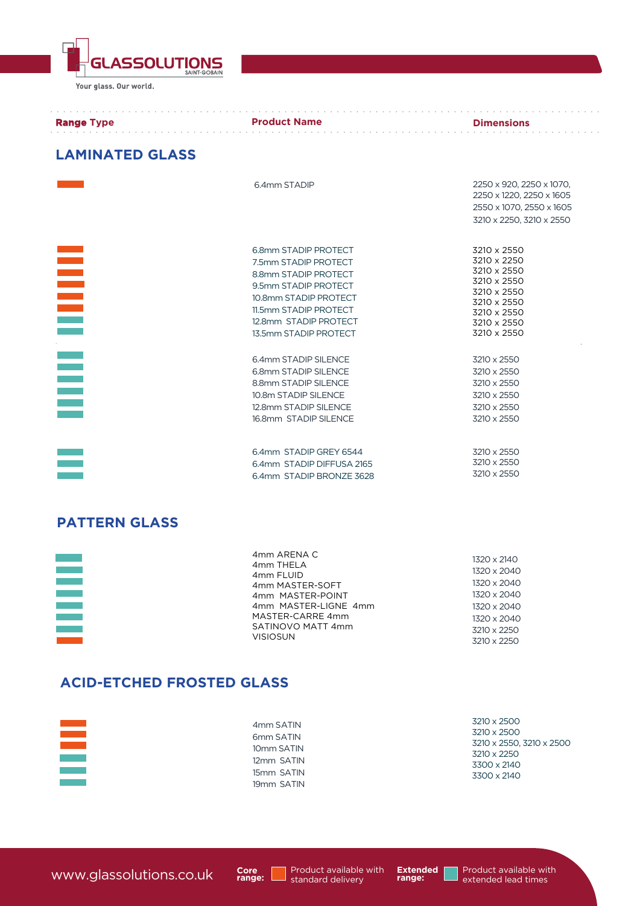| Range Type | Product Name | Dimensions |
|---|---|---|

## LAMINATED GLASS

| Range Type | Product Name | Dimensions |
|---|---|---|
| Core | 6.4mm STADIP | 2250 x 920, 2250 x 1070, 2250 x 1220, 2250 x 1605, 2550 x 1070, 2550 x 1605, 3210 x 2250, 3210 x 2550 |
| Core | 6.8mm STADIP PROTECT | 3210 x 2550 |
| Core | 7.5mm STADIP PROTECT | 3210 x 2250 |
| Core | 8.8mm STADIP PROTECT | 3210 x 2550 |
| Core | 9.5mm STADIP PROTECT | 3210 x 2550 |
| Core | 10.8mm STADIP PROTECT | 3210 x 2550 |
| Core | 11.5mm STADIP PROTECT | 3210 x 2550 |
| Extended | 12.8mm STADIP PROTECT | 3210 x 2550 |
| Extended | 13.5mm STADIP PROTECT | 3210 x 2550 |
| Extended | 6.4mm STADIP SILENCE | 3210 x 2550 |
| Extended | 6.8mm STADIP SILENCE | 3210 x 2550 |
| Extended | 8.8mm STADIP SILENCE | 3210 x 2550 |
| Extended | 10.8m STADIP SILENCE | 3210 x 2550 |
| Extended | 12.8mm STADIP SILENCE | 3210 x 2550 |
| Extended | 16.8mm STADIP SILENCE | 3210 x 2550 |
| Extended | 6.4mm STADIP GREY 6544 | 3210 x 2550 |
| Extended | 6.4mm STADIP DIFFUSA 2165 | 3210 x 2550 |
| Extended | 6.4mm STADIP BRONZE 3628 | 3210 x 2550 |

## PATTERN GLASS

| Range Type | Product Name | Dimensions |
|---|---|---|
| Extended | 4mm ARENA C | 1320 x 2140 |
| Extended | 4mm THELA | 1320 x 2040 |
| Extended | 4mm FLUID | 1320 x 2040 |
| Extended | 4mm MASTER-SOFT | 1320 x 2040 |
| Extended | 4mm MASTER-POINT | 1320 x 2040 |
| Extended | 4mm MASTER-LIGNE 4mm | 1320 x 2040 |
| Extended | MASTER-CARRE 4mm | 3210 x 2250 |
| Core | SATINOVO MATT 4mm | 3210 x 2250 |
| | VISIOSUN | |

## ACID-ETCHED FROSTED GLASS

| Range Type | Product Name | Dimensions |
|---|---|---|
| Core | 4mm SATIN | 3210 x 2500 |
| Core | 6mm SATIN | 3210 x 2500 |
| Core | 10mm SATIN | 3210 x 2550, 3210 x 2500 |
| Extended | 12mm SATIN | 3210 x 2250 |
| Extended | 15mm SATIN | 3300 x 2140 |
| Extended | 19mm SATIN | 3300 x 2140 |

www.glassolutions.co.uk

**Core range:** Product available with standard delivery

**Extended range:** Product available with extended lead times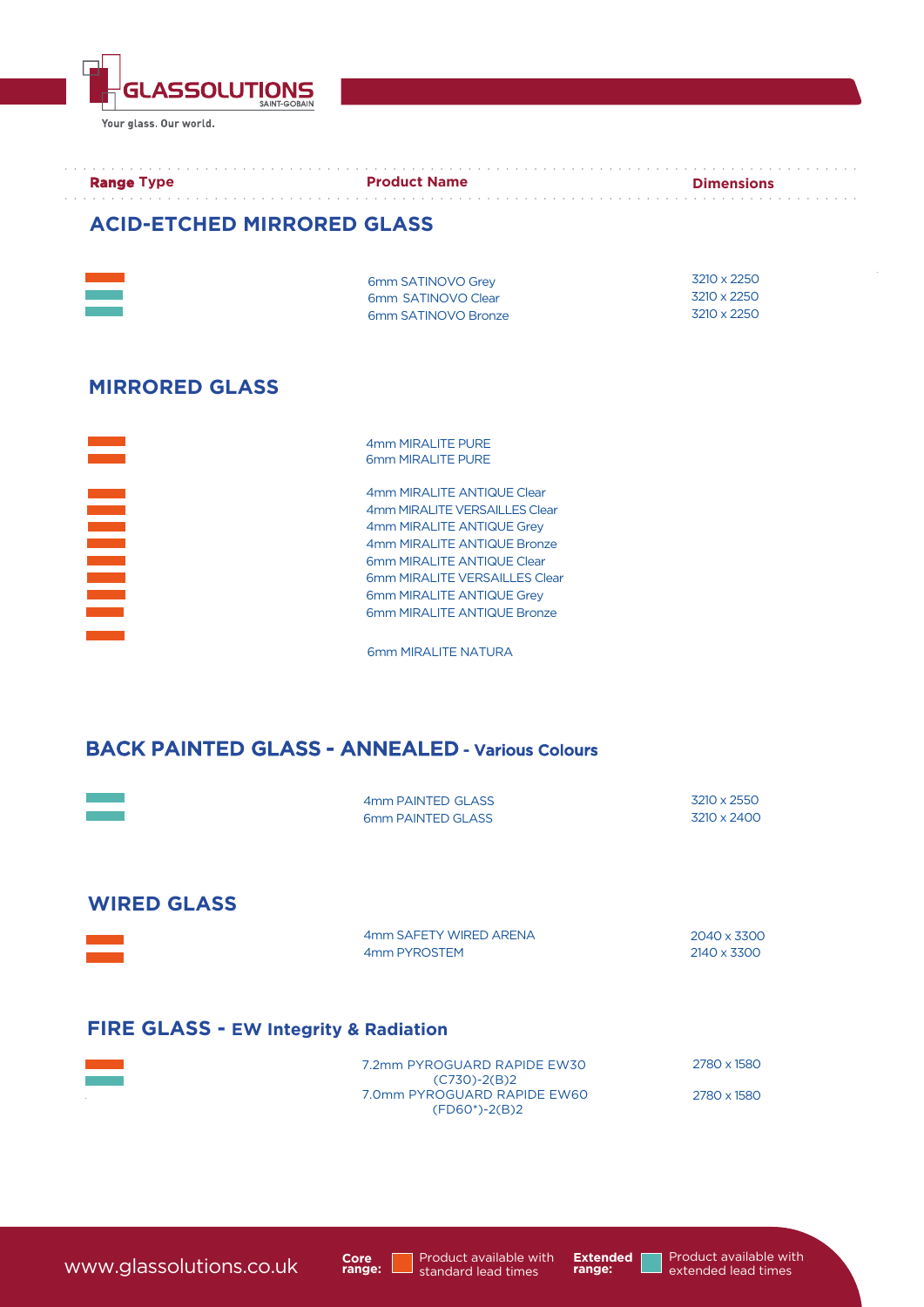| Range Type | Product Name | Dimensions |
|---|---|---|

## ACID-ETCHED MIRRORED GLASS

| Range Type | Product Name | Dimensions |
|---|---|---|
| Core | 6mm SATINOVO Grey | 3210 x 2250 |
| Extended | 6mm SATINOVO Clear | 3210 x 2250 |
| Extended | 6mm SATINOVO Bronze | 3210 x 2250 |

## MIRRORED GLASS

| Range Type | Product Name | Dimensions |
|---|---|---|
| Core | 4mm MIRALITE PURE | |
| Core | 6mm MIRALITE PURE | |
| Core | 4mm MIRALITE ANTIQUE Clear | |
| Core | 4mm MIRALITE VERSAILLES Clear | |
| Core | 4mm MIRALITE ANTIQUE Grey | |
| Core | 4mm MIRALITE ANTIQUE Bronze | |
| Core | 6mm MIRALITE ANTIQUE Clear | |
| Core | 6mm MIRALITE VERSAILLES Clear | |
| Core | 6mm MIRALITE ANTIQUE Grey | |
| Core | 6mm MIRALITE ANTIQUE Bronze | |
| Core | 6mm MIRALITE NATURA | |

## BACK PAINTED GLASS - ANNEALED - Various Colours

| Range Type | Product Name | Dimensions |
|---|---|---|
| Extended | 4mm PAINTED GLASS | 3210 x 2550 |
| Extended | 6mm PAINTED GLASS | 3210 x 2400 |

## WIRED GLASS

| Range Type | Product Name | Dimensions |
|---|---|---|
| Core | 4mm SAFETY WIRED ARENA | 2040 x 3300 |
| Core | 4mm PYROSTEM | 2140 x 3300 |

## FIRE GLASS - EW Integrity & Radiation

| Range Type | Product Name | Dimensions |
|---|---|---|
| Core | 7.2mm PYROGUARD RAPIDE EW30 (C730)-2(B)2 | 2780 x 1580 |
| Extended | 7.0mm PYROGUARD RAPIDE EW60 (FD60*)-2(B)2 | 2780 x 1580 |

www.glassolutions.co.uk

**Core range:** Product available with standard lead times

**Extended range:** Product available with extended lead times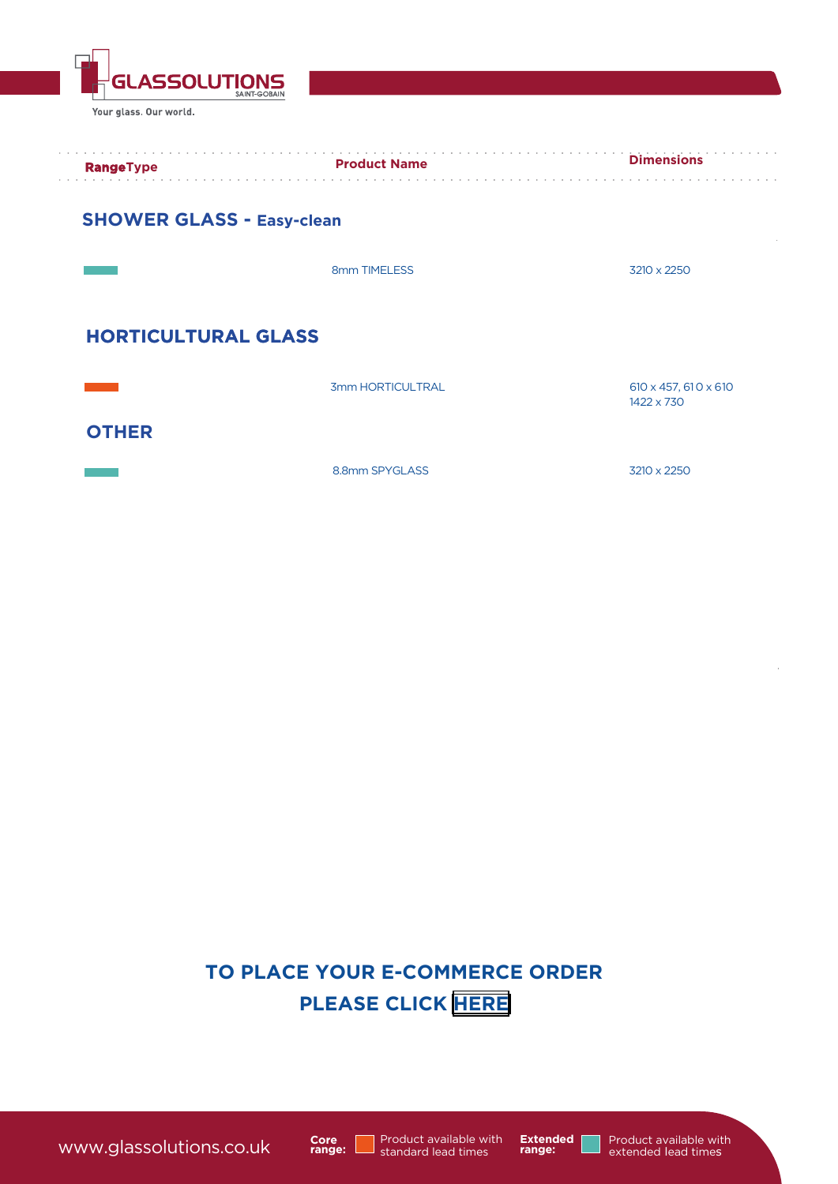| Range Type | Product Name | Dimensions |
|---|---|---|
| **SHOWER GLASS - Easy-clean** | | |
| Extended range | 8mm TIMELESS | 3210 x 2250 |
| **HORTICULTURAL GLASS** | | |
| Core range | 3mm HORTICULTRAL | 610 x 457, 610 x 610<br>1422 x 730 |
| **OTHER** | | |
| Extended range | 8.8mm SPYGLASS | 3210 x 2250 |

## TO PLACE YOUR E-COMMERCE ORDER PLEASE CLICK HERE

www.glassolutions.co.uk

**Core range:** Product available with standard lead times

**Extended range:** Product available with extended lead times